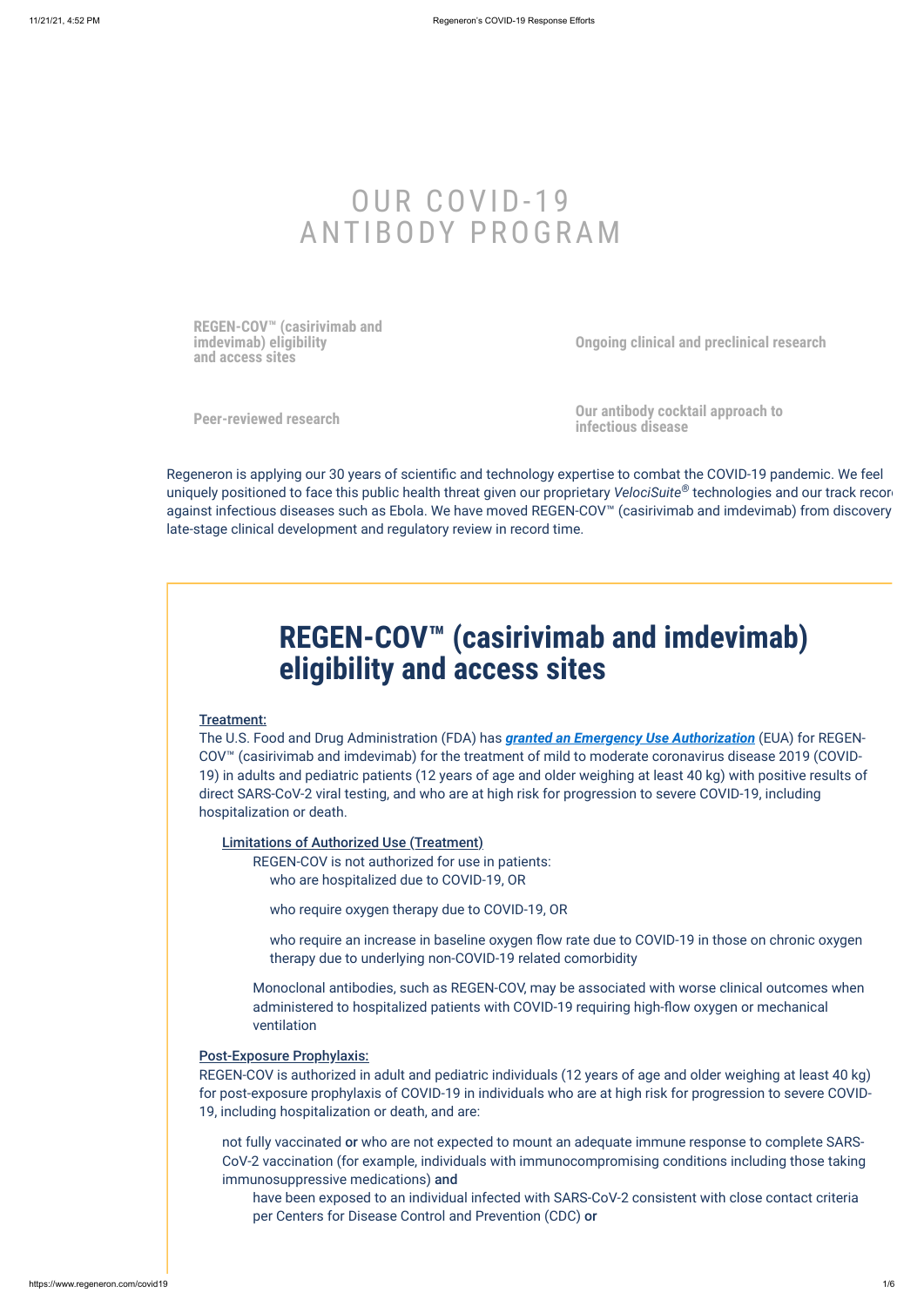# OUR COVID-19 ANTIBODY PROGRAM

**REGEN-COV™ (casirivimab and imdevimab) eligibility and access sites**

**Ongoing clinical and preclinical research**

**Peer-reviewed research**

**Our antibody cocktail approach to infectious disease**

Regeneron is applying our 30 years of scientific and technology expertise to combat the COVID-19 pandemic. We feel uniquely positioned to face this public health threat given our proprietary *VelociSuite*® technologies and our track record against infectious diseases such as Ebola. We have moved REGEN-COV™ (casirivimab and imdevimab) from discovery to late-stage clinical development and regulatory review in record time.

## REGEN-COV™ (casirivimab and imdevimab) eligibility and access sites

**Treatment:**

The U.S. Food and Drug Administration (FDA) has ***granted an Emergency Use Authorization*** (EUA) for REGEN-COV™ (casirivimab and imdevimab) for the treatment of mild to moderate coronavirus disease 2019 (COVID-19) in adults and pediatric patients (12 years of age and older weighing at least 40 kg) with positive results of direct SARS-CoV-2 viral testing, and who are at high risk for progression to severe COVID-19, including hospitalization or death.

**Limitations of Authorized Use (Treatment)**

REGEN-COV is not authorized for use in patients:

- who are hospitalized due to COVID-19, OR
- who require oxygen therapy due to COVID-19, OR
- who require an increase in baseline oxygen flow rate due to COVID-19 in those on chronic oxygen therapy due to underlying non-COVID-19 related comorbidity

Monoclonal antibodies, such as REGEN-COV, may be associated with worse clinical outcomes when administered to hospitalized patients with COVID-19 requiring high-flow oxygen or mechanical ventilation

**Post-Exposure Prophylaxis:**

REGEN-COV is authorized in adult and pediatric individuals (12 years of age and older weighing at least 40 kg) for post-exposure prophylaxis of COVID-19 in individuals who are at high risk for progression to severe COVID-19, including hospitalization or death, and are:

- not fully vaccinated **or** who are not expected to mount an adequate immune response to complete SARS-CoV-2 vaccination (for example, individuals with immunocompromising conditions including those taking immunosuppressive medications) **and**
  - have been exposed to an individual infected with SARS-CoV-2 consistent with close contact criteria per Centers for Disease Control and Prevention (CDC) **or**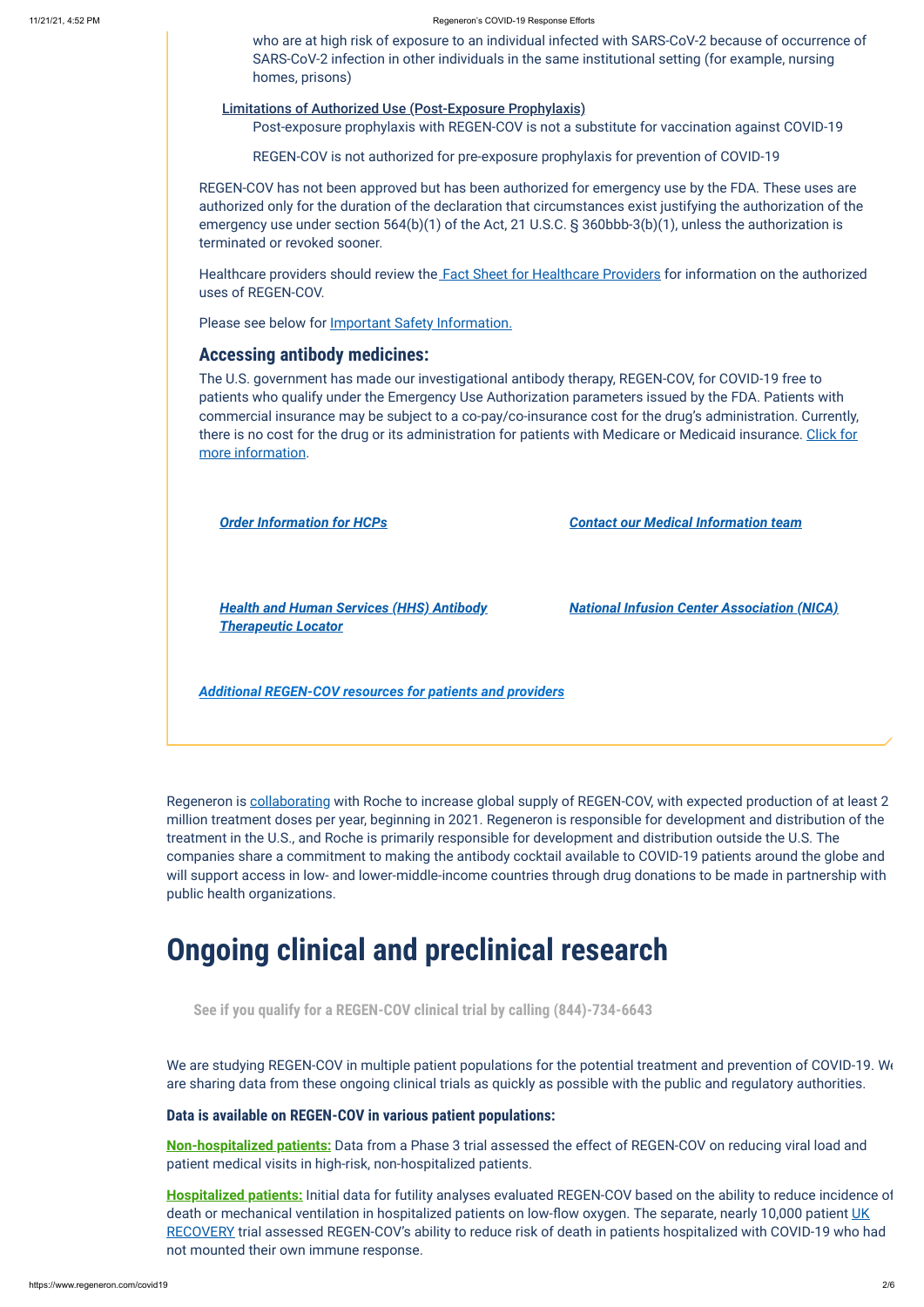who are at high risk of exposure to an individual infected with SARS-CoV-2 because of occurrence of SARS-CoV-2 infection in other individuals in the same institutional setting (for example, nursing homes, prisons)

Limitations of Authorized Use (Post-Exposure Prophylaxis)

Post-exposure prophylaxis with REGEN-COV is not a substitute for vaccination against COVID-19

REGEN-COV is not authorized for pre-exposure prophylaxis for prevention of COVID-19

REGEN-COV has not been approved but has been authorized for emergency use by the FDA. These uses are authorized only for the duration of the declaration that circumstances exist justifying the authorization of the emergency use under section 564(b)(1) of the Act, 21 U.S.C. § 360bbb-3(b)(1), unless the authorization is terminated or revoked sooner.

Healthcare providers should review the Fact Sheet for Healthcare Providers for information on the authorized uses of REGEN-COV.

Please see below for Important Safety Information.

## Accessing antibody medicines:

The U.S. government has made our investigational antibody therapy, REGEN-COV, for COVID-19 free to patients who qualify under the Emergency Use Authorization parameters issued by the FDA. Patients with commercial insurance may be subject to a co-pay/co-insurance cost for the drug's administration. Currently, there is no cost for the drug or its administration for patients with Medicare or Medicaid insurance. Click for more information.

***Order Information for HCPs***

***Contact our Medical Information team***

***Health and Human Services (HHS) Antibody Therapeutic Locator***

***National Infusion Center Association (NICA)***

***Additional REGEN-COV resources for patients and providers***

Regeneron is collaborating with Roche to increase global supply of REGEN-COV, with expected production of at least 2 million treatment doses per year, beginning in 2021. Regeneron is responsible for development and distribution of the treatment in the U.S., and Roche is primarily responsible for development and distribution outside the U.S. The companies share a commitment to making the antibody cocktail available to COVID-19 patients around the globe and will support access in low- and lower-middle-income countries through drug donations to be made in partnership with public health organizations.

# Ongoing clinical and preclinical research

**See if you qualify for a REGEN-COV clinical trial by calling (844)-734-6643**

We are studying REGEN-COV in multiple patient populations for the potential treatment and prevention of COVID-19. We are sharing data from these ongoing clinical trials as quickly as possible with the public and regulatory authorities.

### Data is available on REGEN-COV in various patient populations:

**Non-hospitalized patients:** Data from a Phase 3 trial assessed the effect of REGEN-COV on reducing viral load and patient medical visits in high-risk, non-hospitalized patients.

**Hospitalized patients:** Initial data for futility analyses evaluated REGEN-COV based on the ability to reduce incidence of death or mechanical ventilation in hospitalized patients on low-flow oxygen. The separate, nearly 10,000 patient UK RECOVERY trial assessed REGEN-COV's ability to reduce risk of death in patients hospitalized with COVID-19 who had not mounted their own immune response.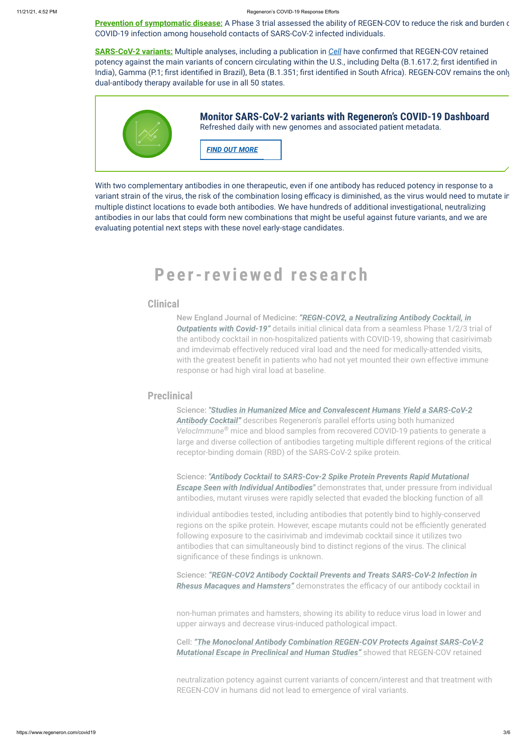**Prevention of symptomatic disease:** A Phase 3 trial assessed the ability of REGEN-COV to reduce the risk and burden of COVID-19 infection among household contacts of SARS-CoV-2 infected individuals.

**SARS-CoV-2 variants:** Multiple analyses, including a publication in *Cell* have confirmed that REGEN-COV retained potency against the main variants of concern circulating within the U.S., including Delta (B.1.617.2; first identified in India), Gamma (P.1; first identified in Brazil), Beta (B.1.351; first identified in South Africa). REGEN-COV remains the only dual-antibody therapy available for use in all 50 states.

**Monitor SARS-CoV-2 variants with Regeneron's COVID-19 Dashboard**

Refreshed daily with new genomes and associated patient metadata.

*FIND OUT MORE*

With two complementary antibodies in one therapeutic, even if one antibody has reduced potency in response to a variant strain of the virus, the risk of the combination losing efficacy is diminished, as the virus would need to mutate in multiple distinct locations to evade both antibodies. We have hundreds of additional investigational, neutralizing antibodies in our labs that could form new combinations that might be useful against future variants, and we are evaluating potential next steps with these novel early-stage candidates.

# Peer-reviewed research

## Clinical

New England Journal of Medicine: ***"REGN-COV2, a Neutralizing Antibody Cocktail, in Outpatients with Covid-19"*** details initial clinical data from a seamless Phase 1/2/3 trial of the antibody cocktail in non-hospitalized patients with COVID-19, showing that casirivimab and imdevimab effectively reduced viral load and the need for medically-attended visits, with the greatest benefit in patients who had not yet mounted their own effective immune response or had high viral load at baseline.

## Preclinical

Science: ***"Studies in Humanized Mice and Convalescent Humans Yield a SARS-CoV-2 Antibody Cocktail"*** describes Regeneron's parallel efforts using both humanized *VelocImmune®* mice and blood samples from recovered COVID-19 patients to generate a large and diverse collection of antibodies targeting multiple different regions of the critical receptor-binding domain (RBD) of the SARS-CoV-2 spike protein.

Science: ***"Antibody Cocktail to SARS-Cov-2 Spike Protein Prevents Rapid Mutational Escape Seen with Individual Antibodies"*** demonstrates that, under pressure from individual antibodies, mutant viruses were rapidly selected that evaded the blocking function of all individual antibodies tested, including antibodies that potently bind to highly-conserved regions on the spike protein. However, escape mutants could not be efficiently generated following exposure to the casirivimab and imdevimab cocktail since it utilizes two antibodies that can simultaneously bind to distinct regions of the virus. The clinical significance of these findings is unknown.

Science: ***"REGN-COV2 Antibody Cocktail Prevents and Treats SARS-CoV-2 Infection in Rhesus Macaques and Hamsters"*** demonstrates the efficacy of our antibody cocktail in non-human primates and hamsters, showing its ability to reduce virus load in lower and upper airways and decrease virus-induced pathological impact.

Cell: ***"The Monoclonal Antibody Combination REGEN-COV Protects Against SARS-CoV-2 Mutational Escape in Preclinical and Human Studies"*** showed that REGEN-COV retained neutralization potency against current variants of concern/interest and that treatment with REGEN-COV in humans did not lead to emergence of viral variants.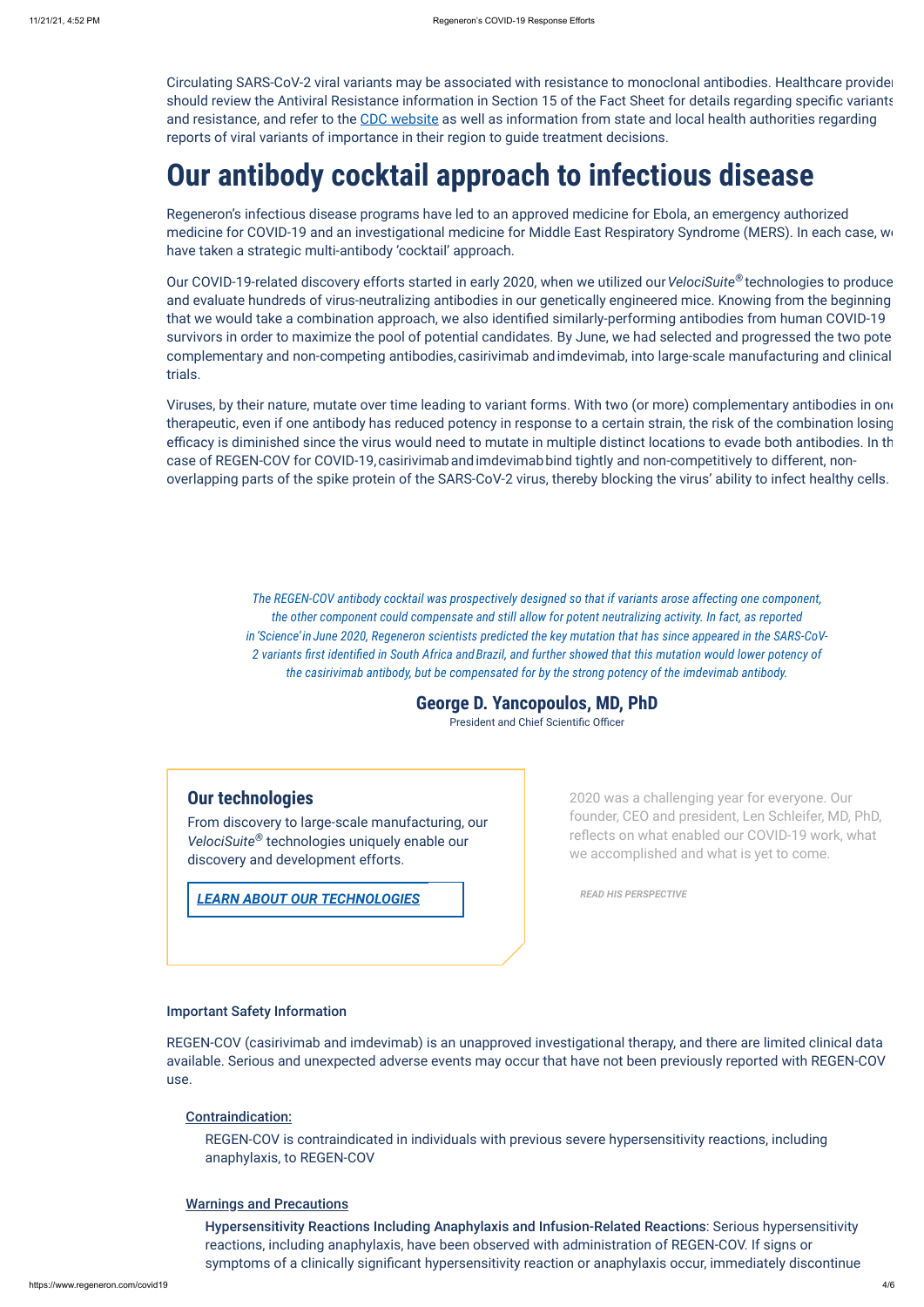Circulating SARS-CoV-2 viral variants may be associated with resistance to monoclonal antibodies. Healthcare provider should review the Antiviral Resistance information in Section 15 of the Fact Sheet for details regarding specific variants and resistance, and refer to the [CDC website](#) as well as information from state and local health authorities regarding reports of viral variants of importance in their region to guide treatment decisions.

# Our antibody cocktail approach to infectious disease

Regeneron's infectious disease programs have led to an approved medicine for Ebola, an emergency authorized medicine for COVID-19 and an investigational medicine for Middle East Respiratory Syndrome (MERS). In each case, we have taken a strategic multi-antibody 'cocktail' approach.

Our COVID-19-related discovery efforts started in early 2020, when we utilized our *VelociSuite®* technologies to produce and evaluate hundreds of virus-neutralizing antibodies in our genetically engineered mice. Knowing from the beginning that we would take a combination approach, we also identified similarly-performing antibodies from human COVID-19 survivors in order to maximize the pool of potential candidates. By June, we had selected and progressed the two pote complementary and non-competing antibodies, casirivimab and imdevimab, into large-scale manufacturing and clinical trials.

Viruses, by their nature, mutate over time leading to variant forms. With two (or more) complementary antibodies in one therapeutic, even if one antibody has reduced potency in response to a certain strain, the risk of the combination losing efficacy is diminished since the virus would need to mutate in multiple distinct locations to evade both antibodies. In th case of REGEN-COV for COVID-19, casirivimab and imdevimab bind tightly and non-competitively to different, non-overlapping parts of the spike protein of the SARS-CoV-2 virus, thereby blocking the virus' ability to infect healthy cells.

> *The REGEN-COV antibody cocktail was prospectively designed so that if variants arose affecting one component, the other component could compensate and still allow for potent neutralizing activity. In fact, as reported in 'Science' in June 2020, Regeneron scientists predicted the key mutation that has since appeared in the SARS-CoV-2 variants first identified in South Africa and Brazil, and further showed that this mutation would lower potency of the casirivimab antibody, but be compensated for by the strong potency of the imdevimab antibody.*
>
> **George D. Yancopoulos, MD, PhD**
> President and Chief Scientific Officer

## Our technologies

From discovery to large-scale manufacturing, our *VelociSuite®* technologies uniquely enable our discovery and development efforts.

[***LEARN ABOUT OUR TECHNOLOGIES***](#)

2020 was a challenging year for everyone. Our founder, CEO and president, Len Schleifer, MD, PhD, reflects on what enabled our COVID-19 work, what we accomplished and what is yet to come.

***READ HIS PERSPECTIVE***

### Important Safety Information

REGEN-COV (casirivimab and imdevimab) is an unapproved investigational therapy, and there are limited clinical data available. Serious and unexpected adverse events may occur that have not been previously reported with REGEN-COV use.

**Contraindication:**

REGEN-COV is contraindicated in individuals with previous severe hypersensitivity reactions, including anaphylaxis, to REGEN-COV

**Warnings and Precautions**

**Hypersensitivity Reactions Including Anaphylaxis and Infusion-Related Reactions**: Serious hypersensitivity reactions, including anaphylaxis, have been observed with administration of REGEN-COV. If signs or symptoms of a clinically significant hypersensitivity reaction or anaphylaxis occur, immediately discontinue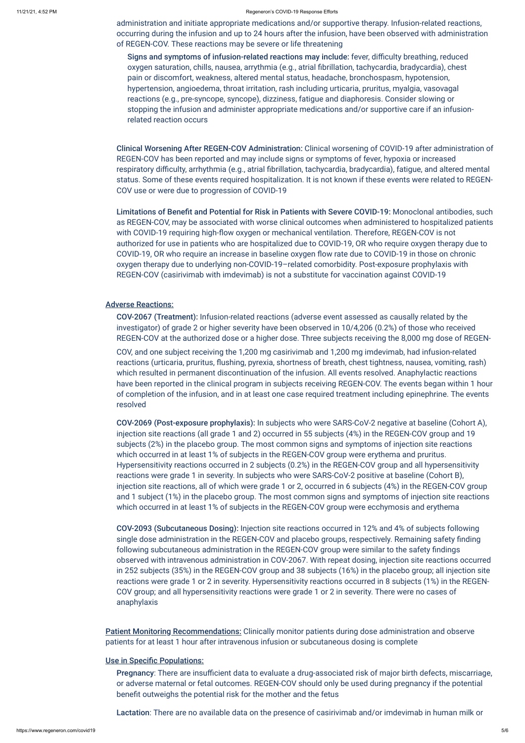administration and initiate appropriate medications and/or supportive therapy. Infusion-related reactions, occurring during the infusion and up to 24 hours after the infusion, have been observed with administration of REGEN-COV. These reactions may be severe or life threatening

**Signs and symptoms of infusion-related reactions may include:** fever, difficulty breathing, reduced oxygen saturation, chills, nausea, arrythmia (e.g., atrial fibrillation, tachycardia, bradycardia), chest pain or discomfort, weakness, altered mental status, headache, bronchospasm, hypotension, hypertension, angioedema, throat irritation, rash including urticaria, pruritus, myalgia, vasovagal reactions (e.g., pre-syncope, syncope), dizziness, fatigue and diaphoresis. Consider slowing or stopping the infusion and administer appropriate medications and/or supportive care if an infusion-related reaction occurs

**Clinical Worsening After REGEN-COV Administration:** Clinical worsening of COVID-19 after administration of REGEN-COV has been reported and may include signs or symptoms of fever, hypoxia or increased respiratory difficulty, arrhythmia (e.g., atrial fibrillation, tachycardia, bradycardia), fatigue, and altered mental status. Some of these events required hospitalization. It is not known if these events were related to REGEN-COV use or were due to progression of COVID-19

**Limitations of Benefit and Potential for Risk in Patients with Severe COVID-19:** Monoclonal antibodies, such as REGEN-COV, may be associated with worse clinical outcomes when administered to hospitalized patients with COVID-19 requiring high-flow oxygen or mechanical ventilation. Therefore, REGEN-COV is not authorized for use in patients who are hospitalized due to COVID-19, OR who require oxygen therapy due to COVID-19, OR who require an increase in baseline oxygen flow rate due to COVID-19 in those on chronic oxygen therapy due to underlying non-COVID-19–related comorbidity. Post-exposure prophylaxis with REGEN-COV (casirivimab with imdevimab) is not a substitute for vaccination against COVID-19

## Adverse Reactions:

**COV-2067 (Treatment):** Infusion-related reactions (adverse event assessed as causally related by the investigator) of grade 2 or higher severity have been observed in 10/4,206 (0.2%) of those who received REGEN-COV at the authorized dose or a higher dose. Three subjects receiving the 8,000 mg dose of REGEN-COV, and one subject receiving the 1,200 mg casirivimab and 1,200 mg imdevimab, had infusion-related reactions (urticaria, pruritus, flushing, pyrexia, shortness of breath, chest tightness, nausea, vomiting, rash) which resulted in permanent discontinuation of the infusion. All events resolved. Anaphylactic reactions have been reported in the clinical program in subjects receiving REGEN-COV. The events began within 1 hour of completion of the infusion, and in at least one case required treatment including epinephrine. The events resolved

**COV-2069 (Post-exposure prophylaxis):** In subjects who were SARS-CoV-2 negative at baseline (Cohort A), injection site reactions (all grade 1 and 2) occurred in 55 subjects (4%) in the REGEN-COV group and 19 subjects (2%) in the placebo group. The most common signs and symptoms of injection site reactions which occurred in at least 1% of subjects in the REGEN-COV group were erythema and pruritus. Hypersensitivity reactions occurred in 2 subjects (0.2%) in the REGEN-COV group and all hypersensitivity reactions were grade 1 in severity. In subjects who were SARS-CoV-2 positive at baseline (Cohort B), injection site reactions, all of which were grade 1 or 2, occurred in 6 subjects (4%) in the REGEN-COV group and 1 subject (1%) in the placebo group. The most common signs and symptoms of injection site reactions which occurred in at least 1% of subjects in the REGEN-COV group were ecchymosis and erythema

**COV-2093 (Subcutaneous Dosing):** Injection site reactions occurred in 12% and 4% of subjects following single dose administration in the REGEN-COV and placebo groups, respectively. Remaining safety finding following subcutaneous administration in the REGEN-COV group were similar to the safety findings observed with intravenous administration in COV-2067. With repeat dosing, injection site reactions occurred in 252 subjects (35%) in the REGEN-COV group and 38 subjects (16%) in the placebo group; all injection site reactions were grade 1 or 2 in severity. Hypersensitivity reactions occurred in 8 subjects (1%) in the REGEN-COV group; and all hypersensitivity reactions were grade 1 or 2 in severity. There were no cases of anaphylaxis

**Patient Monitoring Recommendations:** Clinically monitor patients during dose administration and observe patients for at least 1 hour after intravenous infusion or subcutaneous dosing is complete

## Use in Specific Populations:

**Pregnancy**: There are insufficient data to evaluate a drug-associated risk of major birth defects, miscarriage, or adverse maternal or fetal outcomes. REGEN-COV should only be used during pregnancy if the potential benefit outweighs the potential risk for the mother and the fetus

**Lactation**: There are no available data on the presence of casirivimab and/or imdevimab in human milk or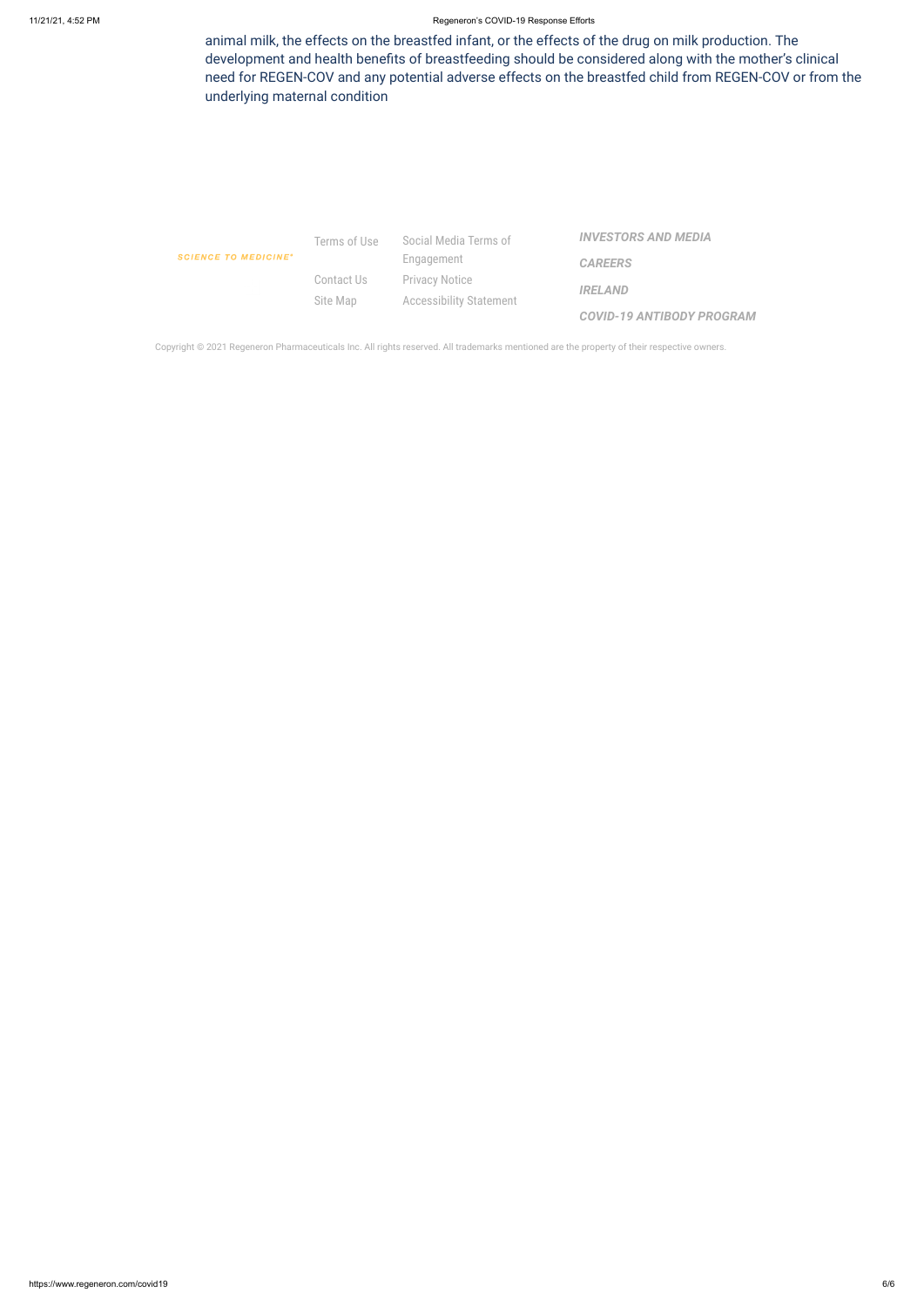animal milk, the effects on the breastfed infant, or the effects of the drug on milk production. The development and health benefits of breastfeeding should be considered along with the mother's clinical need for REGEN-COV and any potential adverse effects on the breastfed child from REGEN-COV or from the underlying maternal condition

SCIENCE TO MEDICINE®

Terms of Use

Contact Us

Site Map

Social Media Terms of Engagement

Privacy Notice

Accessibility Statement

*INVESTORS AND MEDIA*

*CAREERS*

*IRELAND*

*COVID-19 ANTIBODY PROGRAM*

Copyright © 2021 Regeneron Pharmaceuticals Inc. All rights reserved. All trademarks mentioned are the property of their respective owners.